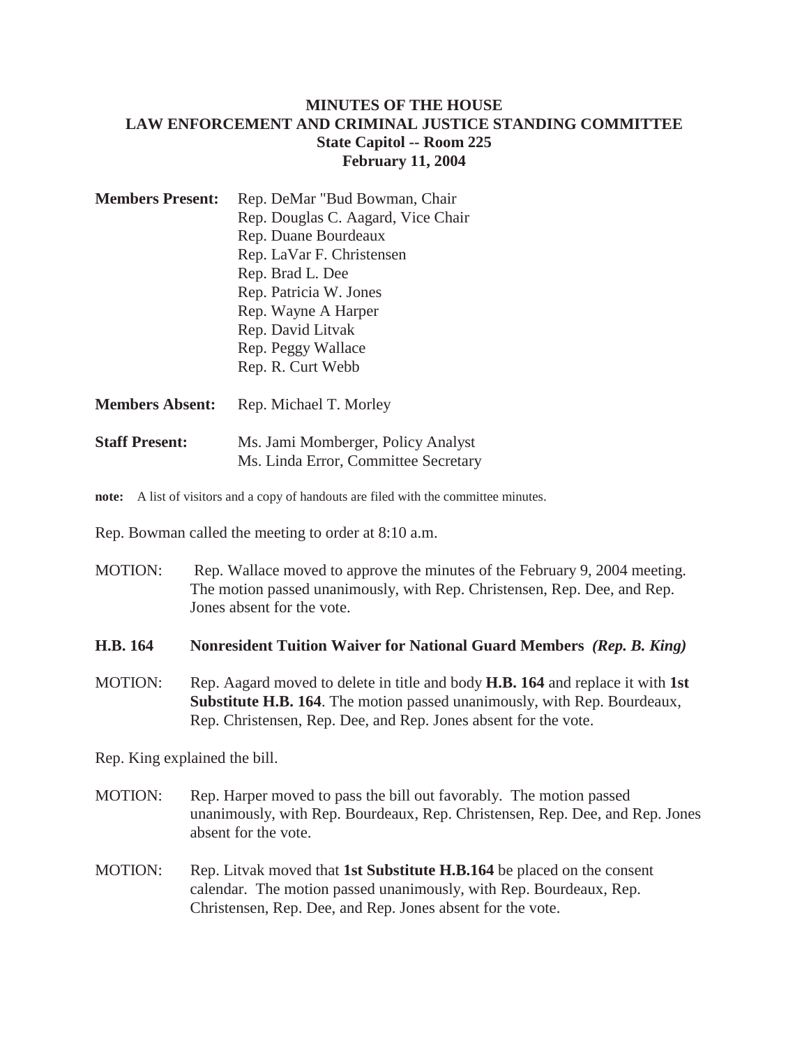# MINUTES OF THE HOUSE LAW ENFORCEMENT AND CRIMINAL JUSTICE STANDING COMMITTEE

**State Capitol -- Room 225**
**February 11, 2004**

**Members Present:** Rep. DeMar "Bud Bowman, Chair
Rep. Douglas C. Aagard, Vice Chair
Rep. Duane Bourdeaux
Rep. LaVar F. Christensen
Rep. Brad L. Dee
Rep. Patricia W. Jones
Rep. Wayne A Harper
Rep. David Litvak
Rep. Peggy Wallace
Rep. R. Curt Webb

**Members Absent:** Rep. Michael T. Morley

**Staff Present:** Ms. Jami Momberger, Policy Analyst
Ms. Linda Error, Committee Secretary

**note:** A list of visitors and a copy of handouts are filed with the committee minutes.

Rep. Bowman called the meeting to order at 8:10 a.m.

MOTION: Rep. Wallace moved to approve the minutes of the February 9, 2004 meeting. The motion passed unanimously, with Rep. Christensen, Rep. Dee, and Rep. Jones absent for the vote.

**H.B. 164 Nonresident Tuition Waiver for National Guard Members *(Rep. B. King)***

MOTION: Rep. Aagard moved to delete in title and body **H.B. 164** and replace it with **1st Substitute H.B. 164**. The motion passed unanimously, with Rep. Bourdeaux, Rep. Christensen, Rep. Dee, and Rep. Jones absent for the vote.

Rep. King explained the bill.

MOTION: Rep. Harper moved to pass the bill out favorably. The motion passed unanimously, with Rep. Bourdeaux, Rep. Christensen, Rep. Dee, and Rep. Jones absent for the vote.

MOTION: Rep. Litvak moved that **1st Substitute H.B.164** be placed on the consent calendar. The motion passed unanimously, with Rep. Bourdeaux, Rep. Christensen, Rep. Dee, and Rep. Jones absent for the vote.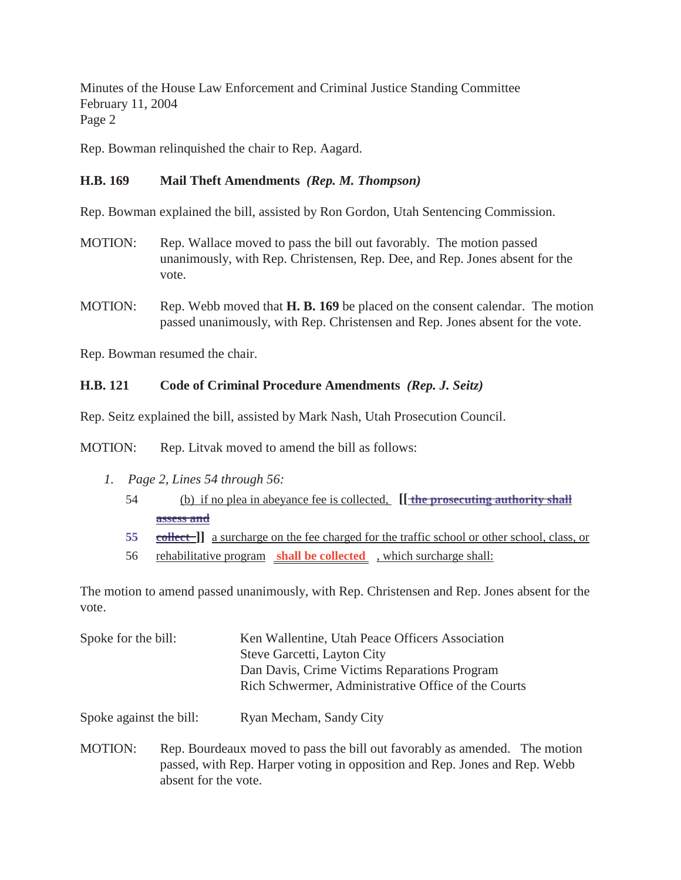Rep. Bowman relinquished the chair to Rep. Aagard.

**H.B. 169 Mail Theft Amendments** ***(Rep. M. Thompson)***

Rep. Bowman explained the bill, assisted by Ron Gordon, Utah Sentencing Commission.

MOTION: Rep. Wallace moved to pass the bill out favorably. The motion passed unanimously, with Rep. Christensen, Rep. Dee, and Rep. Jones absent for the vote.

MOTION: Rep. Webb moved that **H. B. 169** be placed on the consent calendar. The motion passed unanimously, with Rep. Christensen and Rep. Jones absent for the vote.

Rep. Bowman resumed the chair.

**H.B. 121 Code of Criminal Procedure Amendments** ***(Rep. J. Seitz)***

Rep. Seitz explained the bill, assisted by Mark Nash, Utah Prosecution Council.

MOTION: Rep. Litvak moved to amend the bill as follows:

1. *Page 2, Lines 54 through 56:*

    54 (b) if no plea in abeyance fee is collected, **[[** ~~the prosecuting authority shall assess and~~

    55 ~~collect~~ **]]** a surcharge on the fee charged for the traffic school or other school, class, or

    56 rehabilitative program **shall be collected** , which surcharge shall:

The motion to amend passed unanimously, with Rep. Christensen and Rep. Jones absent for the vote.

Spoke for the bill: Ken Wallentine, Utah Peace Officers Association
Steve Garcetti, Layton City
Dan Davis, Crime Victims Reparations Program
Rich Schwermer, Administrative Office of the Courts

Spoke against the bill: Ryan Mecham, Sandy City

MOTION: Rep. Bourdeaux moved to pass the bill out favorably as amended. The motion passed, with Rep. Harper voting in opposition and Rep. Jones and Rep. Webb absent for the vote.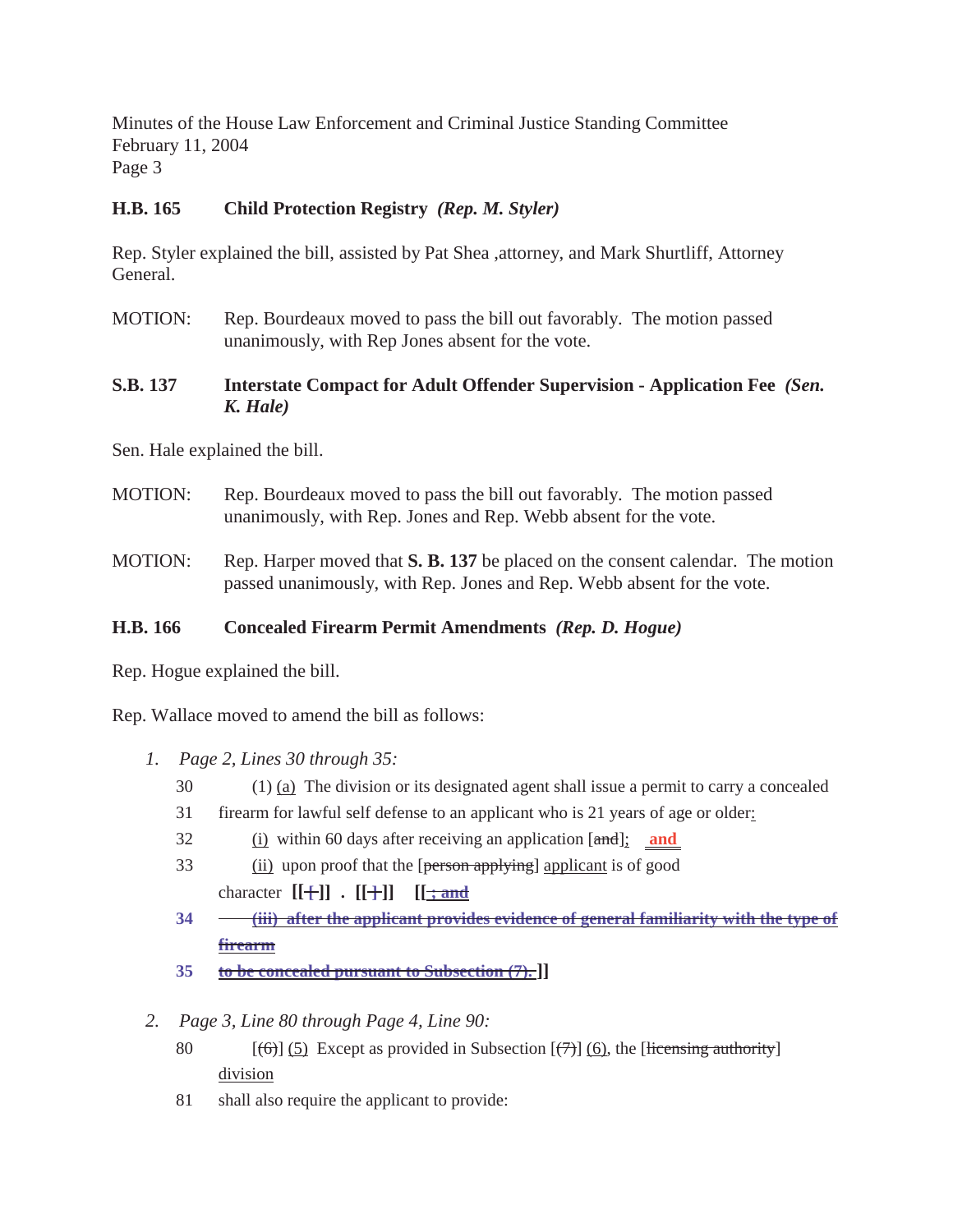Minutes of the House Law Enforcement and Criminal Justice Standing Committee
February 11, 2004

### H.B. 165 Child Protection Registry *(Rep. M. Styler)*

Rep. Styler explained the bill, assisted by Pat Shea ,attorney, and Mark Shurtliff, Attorney General.

MOTION: Rep. Bourdeaux moved to pass the bill out favorably. The motion passed unanimously, with Rep Jones absent for the vote.

### S.B. 137 Interstate Compact for Adult Offender Supervision - Application Fee *(Sen. K. Hale)*

Sen. Hale explained the bill.

MOTION: Rep. Bourdeaux moved to pass the bill out favorably. The motion passed unanimously, with Rep. Jones and Rep. Webb absent for the vote.

MOTION: Rep. Harper moved that **S. B. 137** be placed on the consent calendar. The motion passed unanimously, with Rep. Jones and Rep. Webb absent for the vote.

### H.B. 166 Concealed Firearm Permit Amendments *(Rep. D. Hogue)*

Rep. Hogue explained the bill.

Rep. Wallace moved to amend the bill as follows:

1. *Page 2, Lines 30 through 35:*

   30 (1) (a) The division or its designated agent shall issue a permit to carry a concealed

   31 firearm for lawful self defense to an applicant who is 21 years of age or older:

   32 (i) within 60 days after receiving an application [~~and~~]; **and**

   33 (ii) upon proof that the [~~person applying~~] applicant is of good character **[[+]] . [[+]] [[~~; and~~**

   **34** ~~**(iii) after the applicant provides evidence of general familiarity with the type of firearm**~~

   **35** ~~**to be concealed pursuant to Subsection (7).**~~ **]]**

2. *Page 3, Line 80 through Page 4, Line 90:*

   80 [~~(6)~~] (5) Except as provided in Subsection [~~(7)~~] (6), the [~~licensing authority~~] division

   81 shall also require the applicant to provide: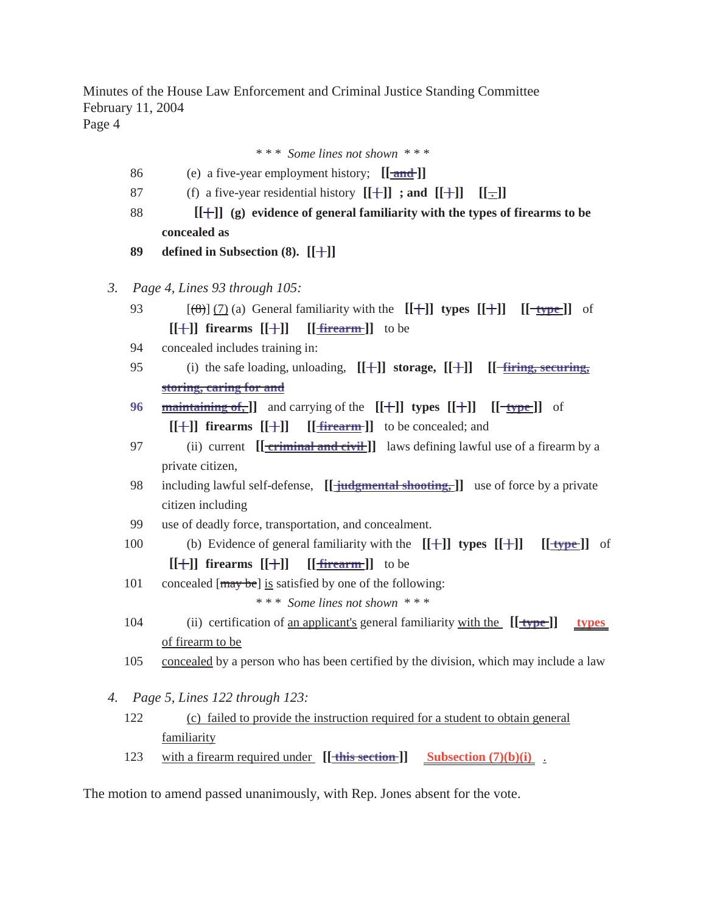Minutes of the House Law Enforcement and Criminal Justice Standing Committee
February 11, 2004

\* \* \* *Some lines not shown* \* \* \*

86 (e) a five-year employment history; **[[ ~~and~~ ]]**

87 (f) a five-year residential history **[[ + ]] ; and [[ + ]] [[ ~~.~~ ]]**

88 **[[ + ]] (g) evidence of general familiarity with the types of firearms to be concealed as**

**89 defined in Subsection (8). [[ + ]]**

3. *Page 4, Lines 93 through 105:*

93 [~~(8)~~] (7) (a) General familiarity with the **[[ + ]] types [[ + ]] [[ ~~type~~ ]]** of **[[ + ]] firearms [[ + ]] [[ ~~firearm~~ ]]** to be

94 concealed includes training in:

95 (i) the safe loading, unloading, **[[ + ]] storage, [[ + ]] [[ ~~firing, securing, storing, caring for and~~**

**96 ~~maintaining of,~~ ]]** and carrying of the **[[ + ]] types [[ + ]] [[ ~~type~~ ]]** of **[[ + ]] firearms [[ + ]] [[ ~~firearm~~ ]]** to be concealed; and

97 (ii) current **[[ ~~criminal and civil~~ ]]** laws defining lawful use of a firearm by a private citizen,

98 including lawful self-defense, **[[ ~~judgmental shooting,~~ ]]** use of force by a private citizen including

99 use of deadly force, transportation, and concealment.

100 (b) Evidence of general familiarity with the **[[ + ]] types [[ + ]] [[ ~~type~~ ]]** of **[[ + ]] firearms [[ + ]] [[ ~~firearm~~ ]]** to be

101 concealed [~~may be~~] is satisfied by one of the following:

\* \* \* *Some lines not shown* \* \* \*

104 (ii) certification of an applicant's general familiarity with the **[[ ~~type~~ ]] types** of firearm to be

105 concealed by a person who has been certified by the division, which may include a law

4. *Page 5, Lines 122 through 123:*

122 (c) failed to provide the instruction required for a student to obtain general familiarity

123 with a firearm required under **[[ ~~this section~~ ]] Subsection (7)(b)(i)** .

The motion to amend passed unanimously, with Rep. Jones absent for the vote.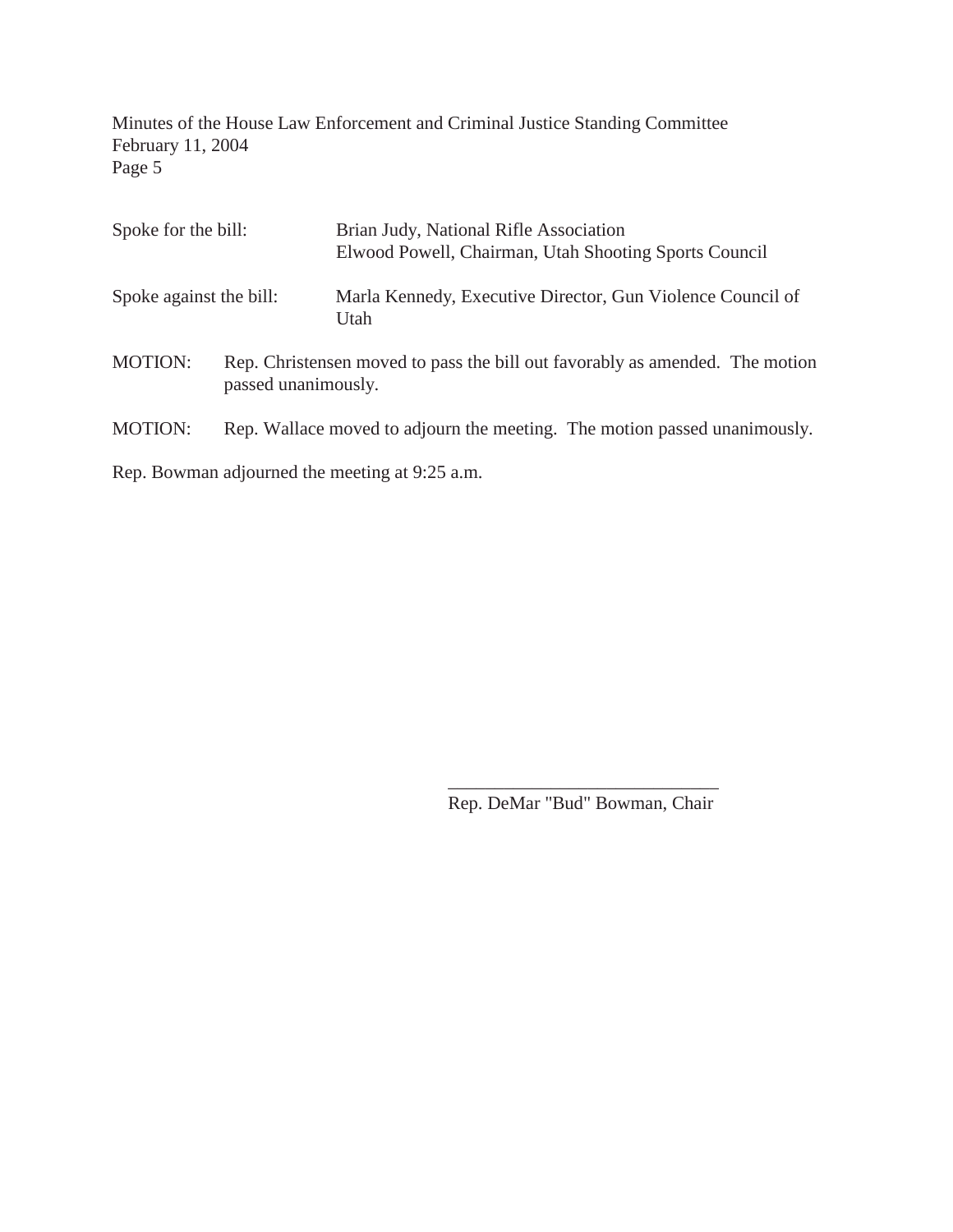Spoke for the bill: Brian Judy, National Rifle Association
Elwood Powell, Chairman, Utah Shooting Sports Council

Spoke against the bill: Marla Kennedy, Executive Director, Gun Violence Council of Utah

MOTION: Rep. Christensen moved to pass the bill out favorably as amended. The motion passed unanimously.

MOTION: Rep. Wallace moved to adjourn the meeting. The motion passed unanimously.

Rep. Bowman adjourned the meeting at 9:25 a.m.

_____________________________

Rep. DeMar "Bud" Bowman, Chair